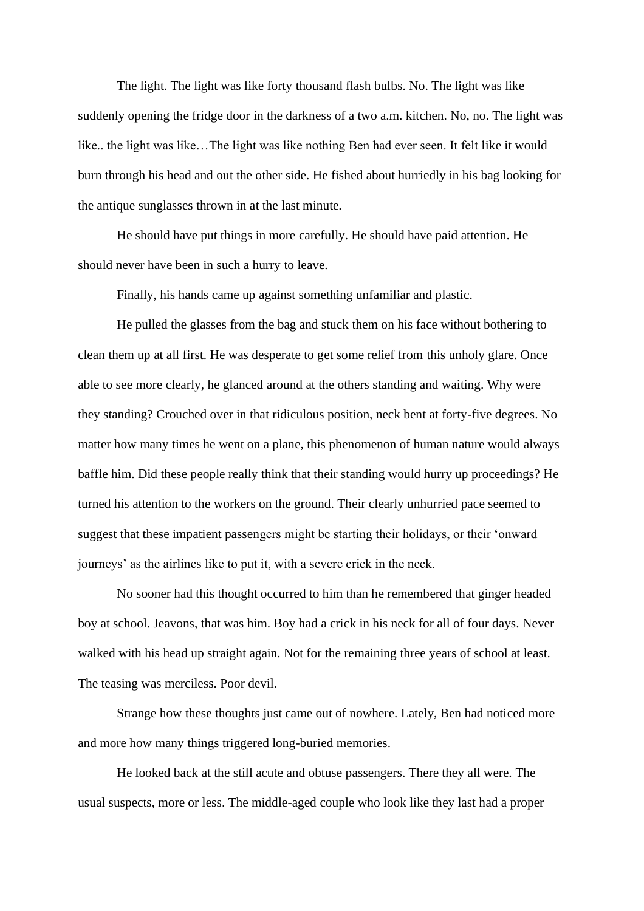The light. The light was like forty thousand flash bulbs. No. The light was like suddenly opening the fridge door in the darkness of a two a.m. kitchen. No, no. The light was like.. the light was like…The light was like nothing Ben had ever seen. It felt like it would burn through his head and out the other side. He fished about hurriedly in his bag looking for the antique sunglasses thrown in at the last minute.

He should have put things in more carefully. He should have paid attention. He should never have been in such a hurry to leave.

Finally, his hands came up against something unfamiliar and plastic.

He pulled the glasses from the bag and stuck them on his face without bothering to clean them up at all first. He was desperate to get some relief from this unholy glare. Once able to see more clearly, he glanced around at the others standing and waiting. Why were they standing? Crouched over in that ridiculous position, neck bent at forty-five degrees. No matter how many times he went on a plane, this phenomenon of human nature would always baffle him. Did these people really think that their standing would hurry up proceedings? He turned his attention to the workers on the ground. Their clearly unhurried pace seemed to suggest that these impatient passengers might be starting their holidays, or their 'onward journeys' as the airlines like to put it, with a severe crick in the neck.

No sooner had this thought occurred to him than he remembered that ginger headed boy at school. Jeavons, that was him. Boy had a crick in his neck for all of four days. Never walked with his head up straight again. Not for the remaining three years of school at least. The teasing was merciless. Poor devil.

Strange how these thoughts just came out of nowhere. Lately, Ben had noticed more and more how many things triggered long-buried memories.

He looked back at the still acute and obtuse passengers. There they all were. The usual suspects, more or less. The middle-aged couple who look like they last had a proper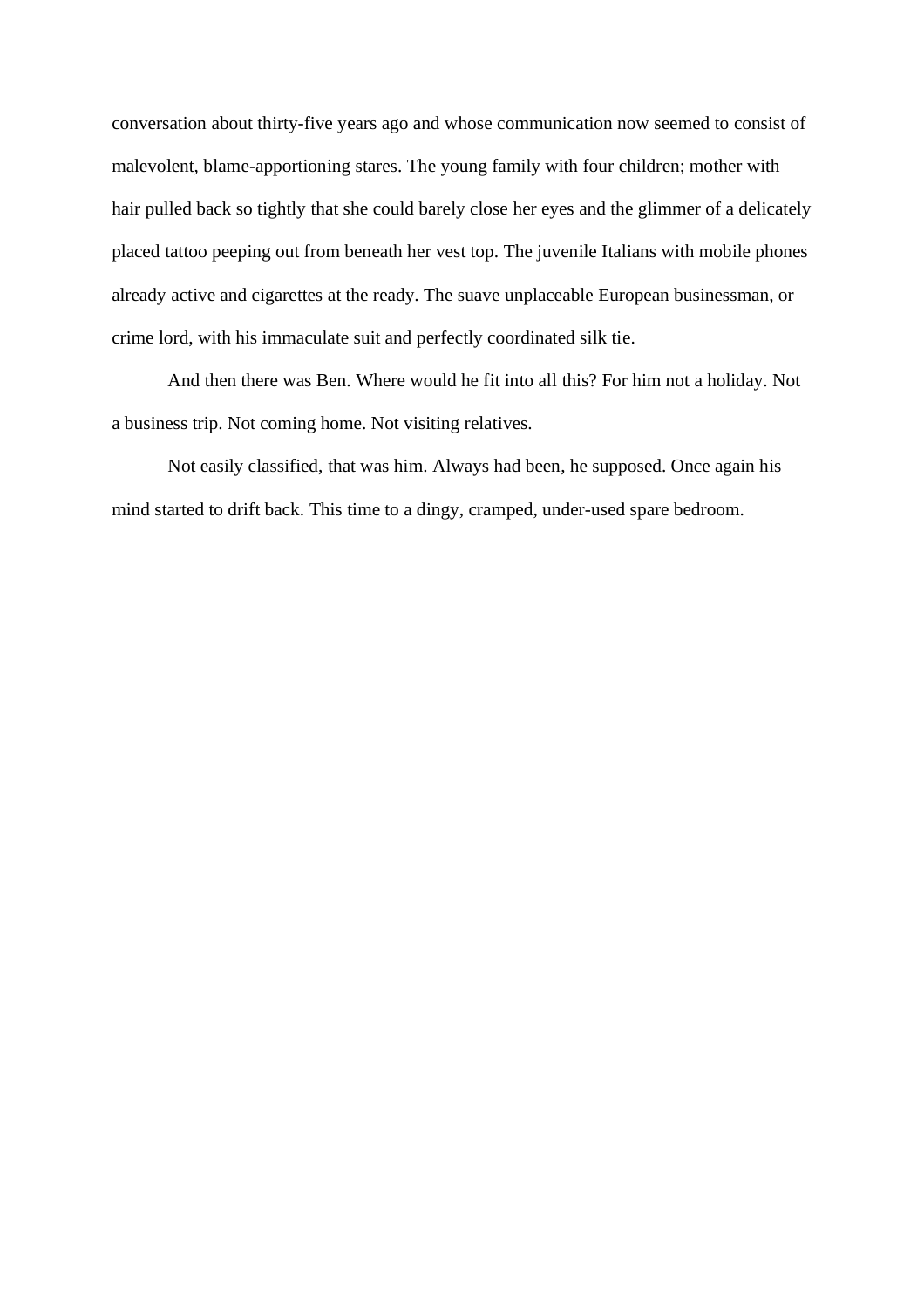conversation about thirty-five years ago and whose communication now seemed to consist of malevolent, blame-apportioning stares. The young family with four children; mother with hair pulled back so tightly that she could barely close her eyes and the glimmer of a delicately placed tattoo peeping out from beneath her vest top. The juvenile Italians with mobile phones already active and cigarettes at the ready. The suave unplaceable European businessman, or crime lord, with his immaculate suit and perfectly coordinated silk tie.

And then there was Ben. Where would he fit into all this? For him not a holiday. Not a business trip. Not coming home. Not visiting relatives.

Not easily classified, that was him. Always had been, he supposed. Once again his mind started to drift back. This time to a dingy, cramped, under-used spare bedroom.